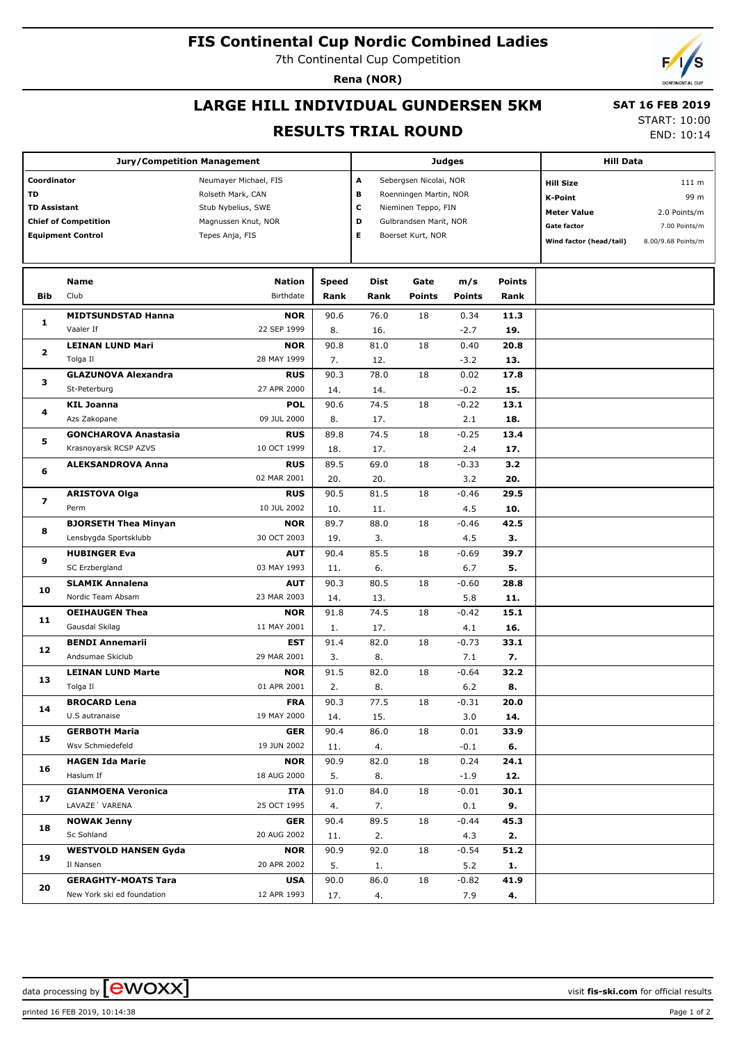# FIS Continental Cup Nordic Combined Ladies

7th Continental Cup Competition

**Rena (NOR)**

## LARGE HILL INDIVIDUAL GUNDERSEN 5KM

## RESULTS TRIAL ROUND

**SAT 16 FEB 2019**

START: 10:00

END: 10:14

| Jury/Competition Management | | Judges | | Hill Data | |
|---|---|---|---|---|---|
| Coordinator | Neumayer Michael, FIS | A | Sebergsen Nicolai, NOR | Hill Size | 111 m |
| TD | Rolseth Mark, CAN | B | Roenningen Martin, NOR | K-Point | 99 m |
| TD Assistant | Stub Nybelius, SWE | C | Nieminen Teppo, FIN | Meter Value | 2.0 Points/m |
| Chief of Competition | Magnussen Knut, NOR | D | Gulbrandsen Marit, NOR | Gate factor | 7.00 Points/m |
| Equipment Control | Tepes Anja, FIS | E | Boerset Kurt, NOR | Wind factor (head/tail) | 8.00/9.68 Points/m |

| Bib | Name / Club | Nation / Birthdate | Speed / Rank | Dist / Rank | Gate / Points | m/s / Points | Points / Rank |
|---|---|---|---|---|---|---|---|
| 1 | **MIDTSUNDSTAD Hanna** | **NOR** | 90.6 | 76.0 | 18 | 0.34 | **11.3** |
| | Vaaler If | 22 SEP 1999 | 8. | 16. | | -2.7 | **19.** |
| 2 | **LEINAN LUND Mari** | **NOR** | 90.8 | 81.0 | 18 | 0.40 | **20.8** |
| | Tolga Il | 28 MAY 1999 | 7. | 12. | | -3.2 | **13.** |
| 3 | **GLAZUNOVA Alexandra** | **RUS** | 90.3 | 78.0 | 18 | 0.02 | **17.8** |
| | St-Peterburg | 27 APR 2000 | 14. | 14. | | -0.2 | **15.** |
| 4 | **KIL Joanna** | **POL** | 90.6 | 74.5 | 18 | -0.22 | **13.1** |
| | Azs Zakopane | 09 JUL 2000 | 8. | 17. | | 2.1 | **18.** |
| 5 | **GONCHAROVA Anastasia** | **RUS** | 89.8 | 74.5 | 18 | -0.25 | **13.4** |
| | Krasnoyarsk RCSP AZVS | 10 OCT 1999 | 18. | 17. | | 2.4 | **17.** |
| 6 | **ALEKSANDROVA Anna** | **RUS** | 89.5 | 69.0 | 18 | -0.33 | **3.2** |
| | | 02 MAR 2001 | 20. | 20. | | 3.2 | **20.** |
| 7 | **ARISTOVA Olga** | **RUS** | 90.5 | 81.5 | 18 | -0.46 | **29.5** |
| | Perm | 10 JUL 2002 | 10. | 11. | | 4.5 | **10.** |
| 8 | **BJORSETH Thea Minyan** | **NOR** | 89.7 | 88.0 | 18 | -0.46 | **42.5** |
| | Lensbygda Sportsklubb | 30 OCT 2003 | 19. | 3. | | 4.5 | **3.** |
| 9 | **HUBINGER Eva** | **AUT** | 90.4 | 85.5 | 18 | -0.69 | **39.7** |
| | SC Erzbergland | 03 MAY 1993 | 11. | 6. | | 6.7 | **5.** |
| 10 | **SLAMIK Annalena** | **AUT** | 90.3 | 80.5 | 18 | -0.60 | **28.8** |
| | Nordic Team Absam | 23 MAR 2003 | 14. | 13. | | 5.8 | **11.** |
| 11 | **OEIHAUGEN Thea** | **NOR** | 91.8 | 74.5 | 18 | -0.42 | **15.1** |
| | Gausdal Skilag | 11 MAY 2001 | 1. | 17. | | 4.1 | **16.** |
| 12 | **BENDI Annemarii** | **EST** | 91.4 | 82.0 | 18 | -0.73 | **33.1** |
| | Andsumae Skiclub | 29 MAR 2001 | 3. | 8. | | 7.1 | **7.** |
| 13 | **LEINAN LUND Marte** | **NOR** | 91.5 | 82.0 | 18 | -0.64 | **32.2** |
| | Tolga Il | 01 APR 2001 | 2. | 8. | | 6.2 | **8.** |
| 14 | **BROCARD Lena** | **FRA** | 90.3 | 77.5 | 18 | -0.31 | **20.0** |
| | U.S autranaise | 19 MAY 2000 | 14. | 15. | | 3.0 | **14.** |
| 15 | **GERBOTH Maria** | **GER** | 90.4 | 86.0 | 18 | 0.01 | **33.9** |
| | Wsv Schmiedefeld | 19 JUN 2002 | 11. | 4. | | -0.1 | **6.** |
| 16 | **HAGEN Ida Marie** | **NOR** | 90.9 | 82.0 | 18 | 0.24 | **24.1** |
| | Haslum If | 18 AUG 2000 | 5. | 8. | | -1.9 | **12.** |
| 17 | **GIANMOENA Veronica** | **ITA** | 91.0 | 84.0 | 18 | -0.01 | **30.1** |
| | LAVAZE´ VARENA | 25 OCT 1995 | 4. | 7. | | 0.1 | **9.** |
| 18 | **NOWAK Jenny** | **GER** | 90.4 | 89.5 | 18 | -0.44 | **45.3** |
| | Sc Sohland | 20 AUG 2002 | 11. | 2. | | 4.3 | **2.** |
| 19 | **WESTVOLD HANSEN Gyda** | **NOR** | 90.9 | 92.0 | 18 | -0.54 | **51.2** |
| | Il Nansen | 20 APR 2002 | 5. | 1. | | 5.2 | **1.** |
| 20 | **GERAGHTY-MOATS Tara** | **USA** | 90.0 | 86.0 | 18 | -0.82 | **41.9** |
| | New York ski ed foundation | 12 APR 1993 | 17. | 4. | | 7.9 | **4.** |

data processing by ewoxx — visit **fis-ski.com** for official results

printed 16 FEB 2019, 10:14:38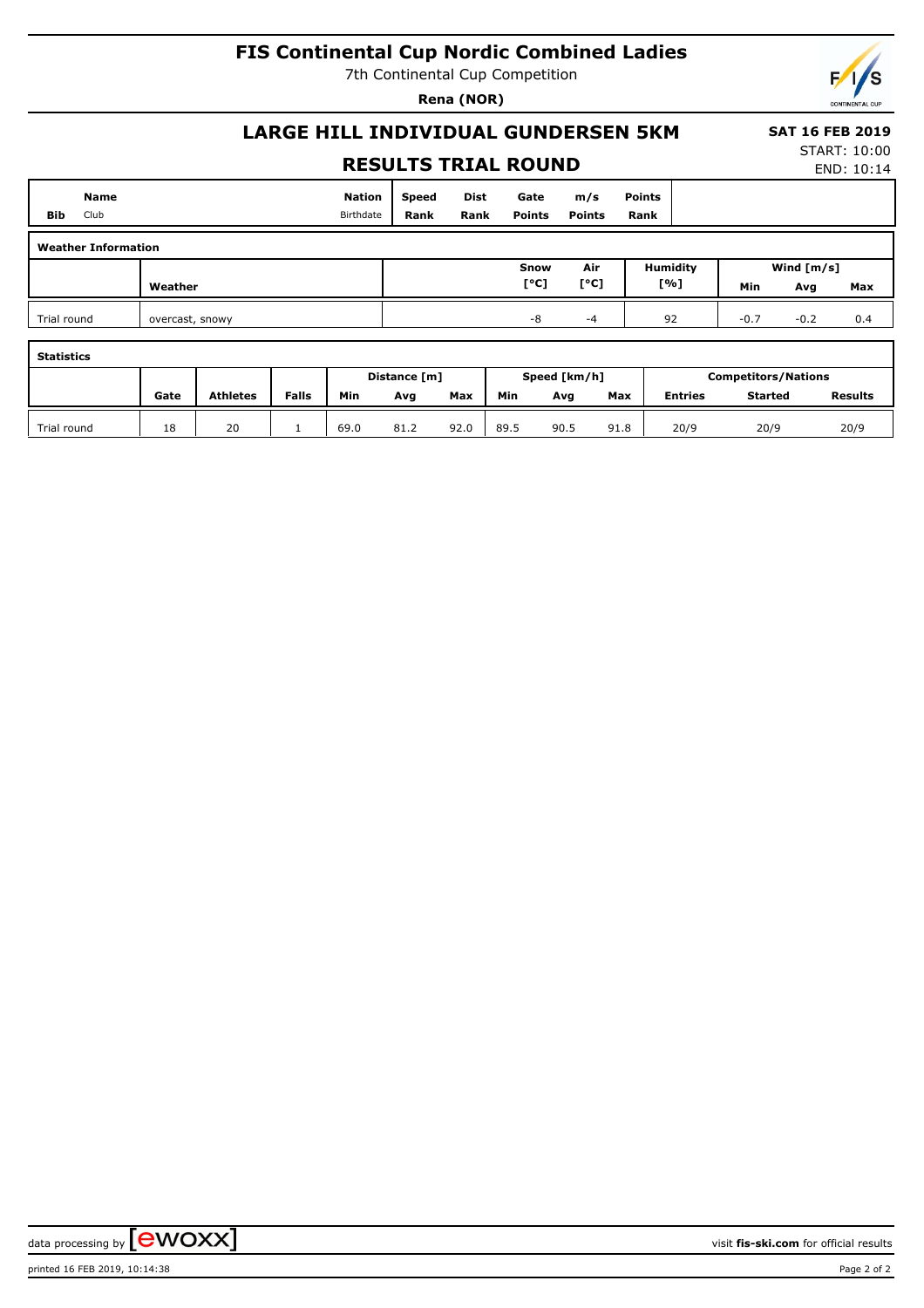# FIS Continental Cup Nordic Combined Ladies

7th Continental Cup Competition

**Rena (NOR)**

## LARGE HILL INDIVIDUAL GUNDERSEN 5KM

## RESULTS TRIAL ROUND

**SAT 16 FEB 2019**
START: 10:00
END: 10:14

| Bib | Name / Club | Nation / Birthdate | Speed Rank | Dist Rank | Gate Points | m/s Points | Points Rank |
|---|---|---|---|---|---|---|---|

**Weather Information**

| | Weather | Snow [°C] | Air [°C] | Humidity [%] | Wind [m/s] Min | Wind [m/s] Avg | Wind [m/s] Max |
|---|---|---|---|---|---|---|---|
| Trial round | overcast, snowy | -8 | -4 | 92 | -0.7 | -0.2 | 0.4 |

**Statistics**

| | Gate | Athletes | Falls | Distance [m] | | | Speed [km/h] | | | Competitors/Nations | | |
|---|---|---|---|---|---|---|---|---|---|---|---|---|
| | | | | Min | Avg | Max | Min | Avg | Max | Entries | Started | Results |
| Trial round | 18 | 20 | 1 | 69.0 | 81.2 | 92.0 | 89.5 | 90.5 | 91.8 | 20/9 | 20/9 | 20/9 |

data processing by [ewoxx]

visit **fis-ski.com** for official results

printed 16 FEB 2019, 10:14:38